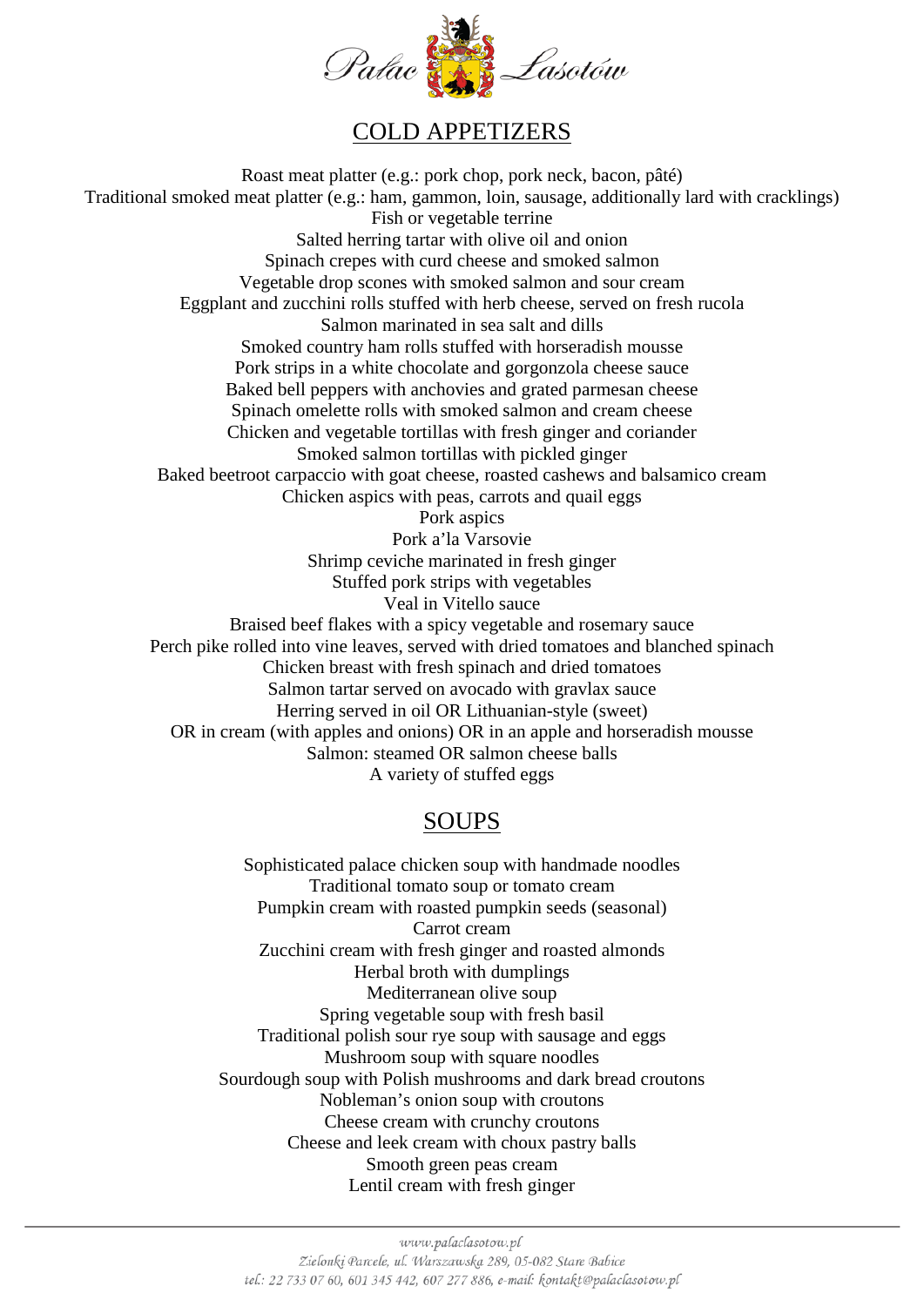Pałac Lasotów

## COLD APPETIZERS

Roast meat platter (e.g.: pork chop, pork neck, bacon, pâté)
Traditional smoked meat platter (e.g.: ham, gammon, loin, sausage, additionally lard with cracklings)
Fish or vegetable terrine
Salted herring tartar with olive oil and onion
Spinach crepes with curd cheese and smoked salmon
Vegetable drop scones with smoked salmon and sour cream
Eggplant and zucchini rolls stuffed with herb cheese, served on fresh rucola
Salmon marinated in sea salt and dills
Smoked country ham rolls stuffed with horseradish mousse
Pork strips in a white chocolate and gorgonzola cheese sauce
Baked bell peppers with anchovies and grated parmesan cheese
Spinach omelette rolls with smoked salmon and cream cheese
Chicken and vegetable tortillas with fresh ginger and coriander
Smoked salmon tortillas with pickled ginger
Baked beetroot carpaccio with goat cheese, roasted cashews and balsamico cream
Chicken aspics with peas, carrots and quail eggs
Pork aspics
Pork a'la Varsovie
Shrimp ceviche marinated in fresh ginger
Stuffed pork strips with vegetables
Veal in Vitello sauce
Braised beef flakes with a spicy vegetable and rosemary sauce
Perch pike rolled into vine leaves, served with dried tomatoes and blanched spinach
Chicken breast with fresh spinach and dried tomatoes
Salmon tartar served on avocado with gravlax sauce
Herring served in oil OR Lithuanian-style (sweet)
OR in cream (with apples and onions) OR in an apple and horseradish mousse
Salmon: steamed OR salmon cheese balls
A variety of stuffed eggs

## SOUPS

Sophisticated palace chicken soup with handmade noodles
Traditional tomato soup or tomato cream
Pumpkin cream with roasted pumpkin seeds (seasonal)
Carrot cream
Zucchini cream with fresh ginger and roasted almonds
Herbal broth with dumplings
Mediterranean olive soup
Spring vegetable soup with fresh basil
Traditional polish sour rye soup with sausage and eggs
Mushroom soup with square noodles
Sourdough soup with Polish mushrooms and dark bread croutons
Nobleman's onion soup with croutons
Cheese cream with crunchy croutons
Cheese and leek cream with choux pastry balls
Smooth green peas cream
Lentil cream with fresh ginger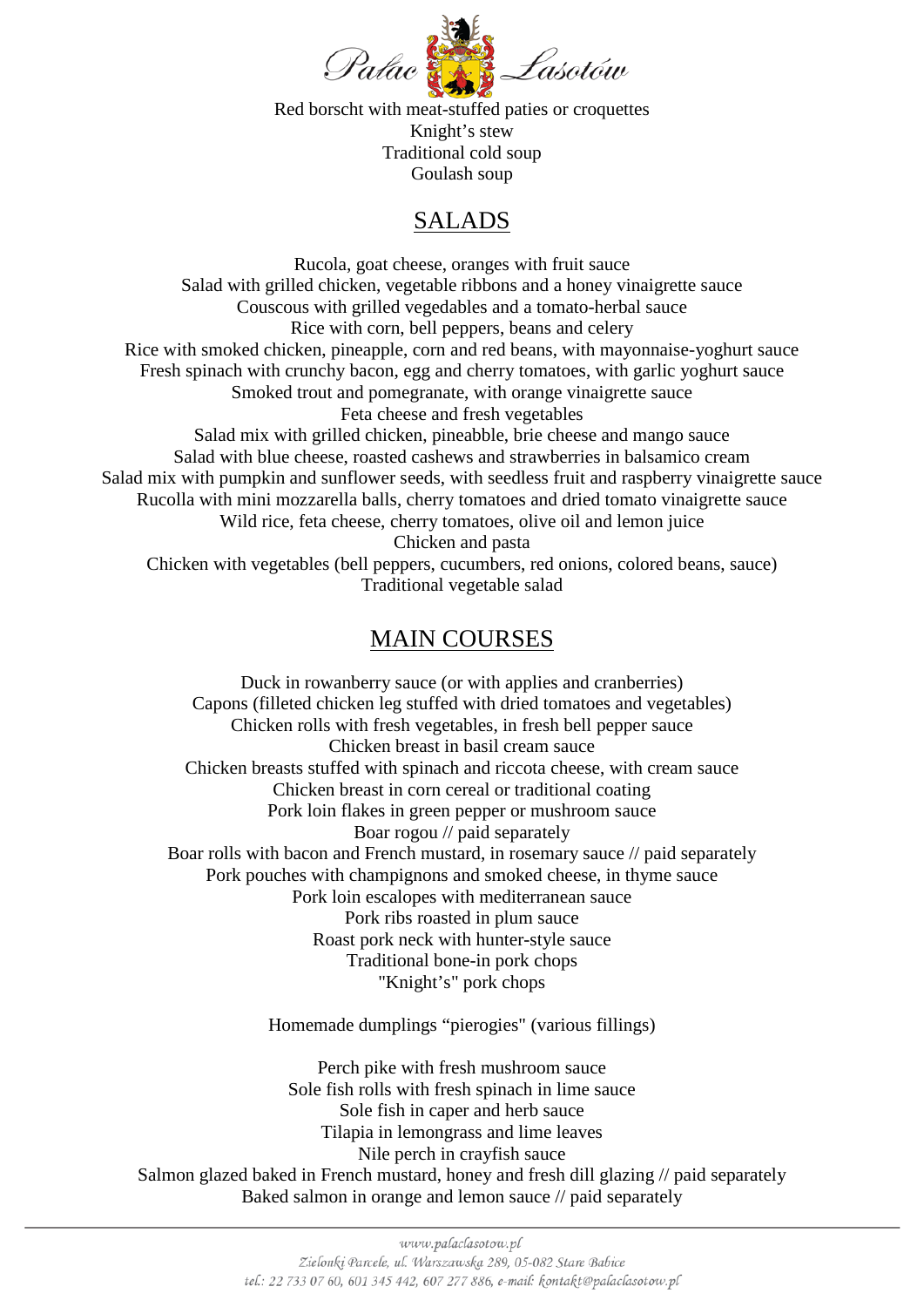Pałac Lasotów

Red borscht with meat-stuffed paties or croquettes
Knight's stew
Traditional cold soup
Goulash soup

## SALADS

Rucola, goat cheese, oranges with fruit sauce
Salad with grilled chicken, vegetable ribbons and a honey vinaigrette sauce
Couscous with grilled vegedables and a tomato-herbal sauce
Rice with corn, bell peppers, beans and celery
Rice with smoked chicken, pineapple, corn and red beans, with mayonnaise-yoghurt sauce
Fresh spinach with crunchy bacon, egg and cherry tomatoes, with garlic yoghurt sauce
Smoked trout and pomegranate, with orange vinaigrette sauce
Feta cheese and fresh vegetables
Salad mix with grilled chicken, pineabble, brie cheese and mango sauce
Salad with blue cheese, roasted cashews and strawberries in balsamico cream
Salad mix with pumpkin and sunflower seeds, with seedless fruit and raspberry vinaigrette sauce
Rucolla with mini mozzarella balls, cherry tomatoes and dried tomato vinaigrette sauce
Wild rice, feta cheese, cherry tomatoes, olive oil and lemon juice
Chicken and pasta
Chicken with vegetables (bell peppers, cucumbers, red onions, colored beans, sauce)
Traditional vegetable salad

## MAIN COURSES

Duck in rowanberry sauce (or with applies and cranberries)
Capons (filleted chicken leg stuffed with dried tomatoes and vegetables)
Chicken rolls with fresh vegetables, in fresh bell pepper sauce
Chicken breast in basil cream sauce
Chicken breasts stuffed with spinach and riccota cheese, with cream sauce
Chicken breast in corn cereal or traditional coating
Pork loin flakes in green pepper or mushroom sauce
Boar rogou // paid separately
Boar rolls with bacon and French mustard, in rosemary sauce // paid separately
Pork pouches with champignons and smoked cheese, in thyme sauce
Pork loin escalopes with mediterranean sauce
Pork ribs roasted in plum sauce
Roast pork neck with hunter-style sauce
Traditional bone-in pork chops
"Knight's" pork chops

Homemade dumplings "pierogies" (various fillings)

Perch pike with fresh mushroom sauce
Sole fish rolls with fresh spinach in lime sauce
Sole fish in caper and herb sauce
Tilapia in lemongrass and lime leaves
Nile perch in crayfish sauce
Salmon glazed baked in French mustard, honey and fresh dill glazing // paid separately
Baked salmon in orange and lemon sauce // paid separately

www.palaclasotow.pl
Zielonki Parcele, ul. Warszawska 289, 05-082 Stare Babice
tel.: 22 733 07 60, 601 345 442, 607 277 886, e-mail: kontakt@palaclasotow.pl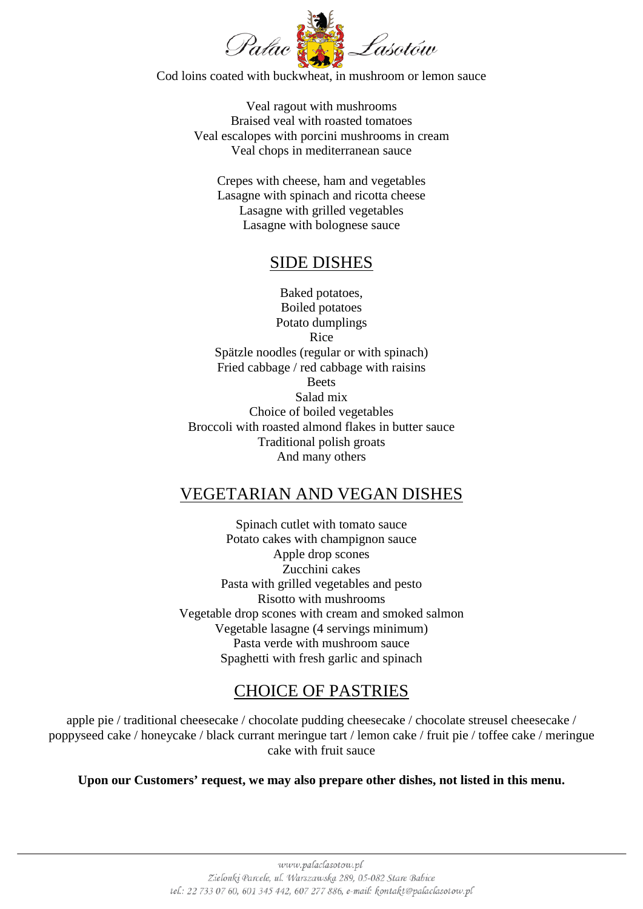Cod loins coated with buckwheat, in mushroom or lemon sauce

Veal ragout with mushrooms
Braised veal with roasted tomatoes
Veal escalopes with porcini mushrooms in cream
Veal chops in mediterranean sauce

Crepes with cheese, ham and vegetables
Lasagne with spinach and ricotta cheese
Lasagne with grilled vegetables
Lasagne with bolognese sauce

## SIDE DISHES

Baked potatoes,
Boiled potatoes
Potato dumplings
Rice
Spätzle noodles (regular or with spinach)
Fried cabbage / red cabbage with raisins
Beets
Salad mix
Choice of boiled vegetables
Broccoli with roasted almond flakes in butter sauce
Traditional polish groats
And many others

## VEGETARIAN AND VEGAN DISHES

Spinach cutlet with tomato sauce
Potato cakes with champignon sauce
Apple drop scones
Zucchini cakes
Pasta with grilled vegetables and pesto
Risotto with mushrooms
Vegetable drop scones with cream and smoked salmon
Vegetable lasagne (4 servings minimum)
Pasta verde with mushroom sauce
Spaghetti with fresh garlic and spinach

## CHOICE OF PASTRIES

apple pie / traditional cheesecake / chocolate pudding cheesecake / chocolate streusel cheesecake / poppyseed cake / honeycake / black currant meringue tart / lemon cake / fruit pie / toffee cake / meringue cake with fruit sauce

**Upon our Customers' request, we may also prepare other dishes, not listed in this menu.**